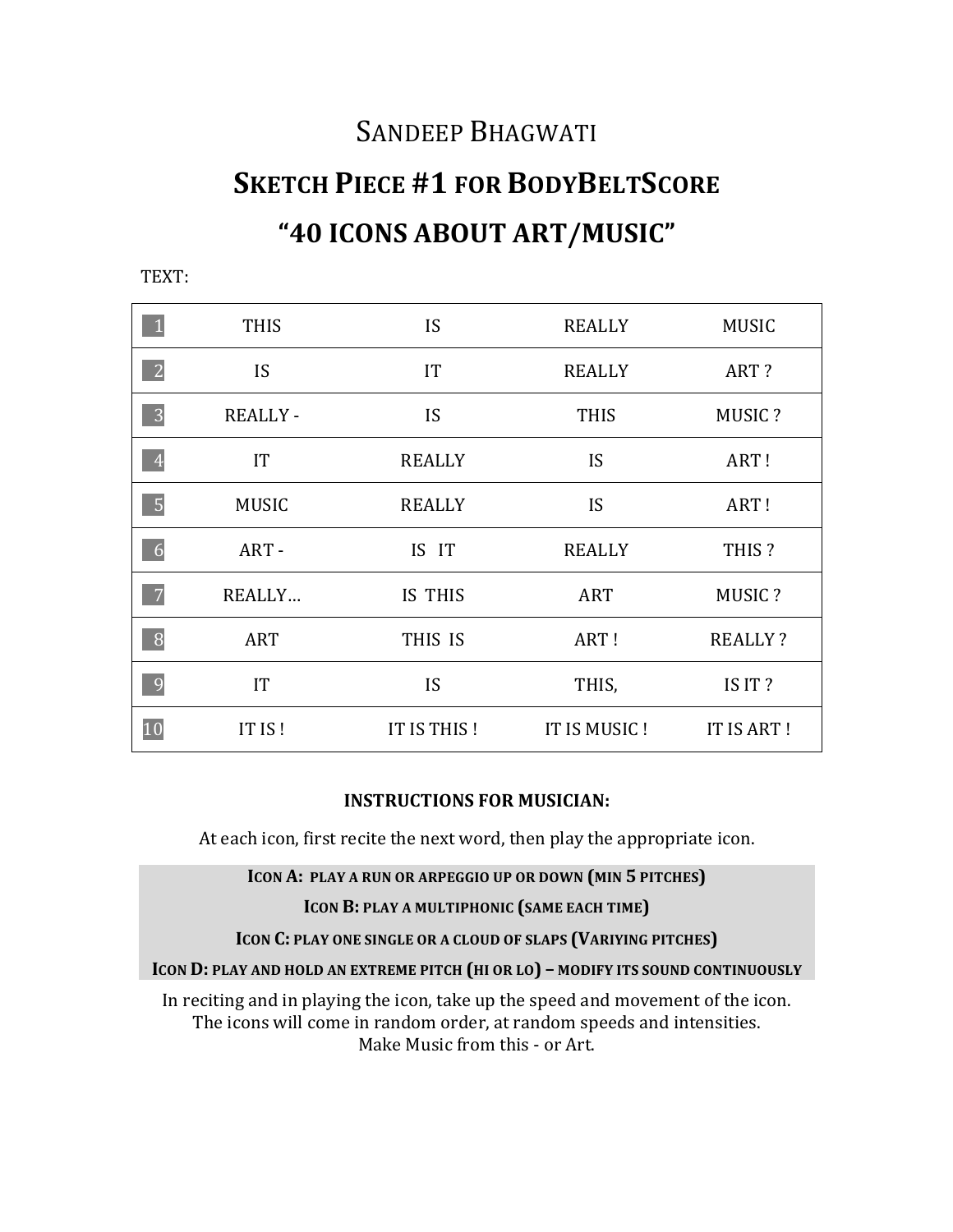# Sandeep Bhagwati

## Sketch Piece #1 for BodyBeltScore

## "40 ICONS ABOUT ART/MUSIC"

TEXT:

| | | | | |
|---|---|---|---|---|
| 1 | THIS | IS | REALLY | MUSIC |
| 2 | IS | IT | REALLY | ART ? |
| 3 | REALLY - | IS | THIS | MUSIC ? |
| 4 | IT | REALLY | IS | ART ! |
| 5 | MUSIC | REALLY | IS | ART ! |
| 6 | ART - | IS IT | REALLY | THIS ? |
| 7 | REALLY… | IS THIS | ART | MUSIC ? |
| 8 | ART | THIS IS | ART ! | REALLY ? |
| 9 | IT | IS | THIS, | IS IT ? |
| 10 | IT IS ! | IT IS THIS ! | IT IS MUSIC ! | IT IS ART ! |

**INSTRUCTIONS FOR MUSICIAN:**

At each icon, first recite the next word, then play the appropriate icon.

**ICON A: PLAY A RUN OR ARPEGGIO UP OR DOWN (MIN 5 PITCHES)**

**ICON B: PLAY A MULTIPHONIC (SAME EACH TIME)**

**ICON C: PLAY ONE SINGLE OR A CLOUD OF SLAPS (VARIYING PITCHES)**

**ICON D: PLAY AND HOLD AN EXTREME PITCH (HI OR LO) – MODIFY ITS SOUND CONTINUOUSLY**

In reciting and in playing the icon, take up the speed and movement of the icon.
The icons will come in random order, at random speeds and intensities.
Make Music from this - or Art.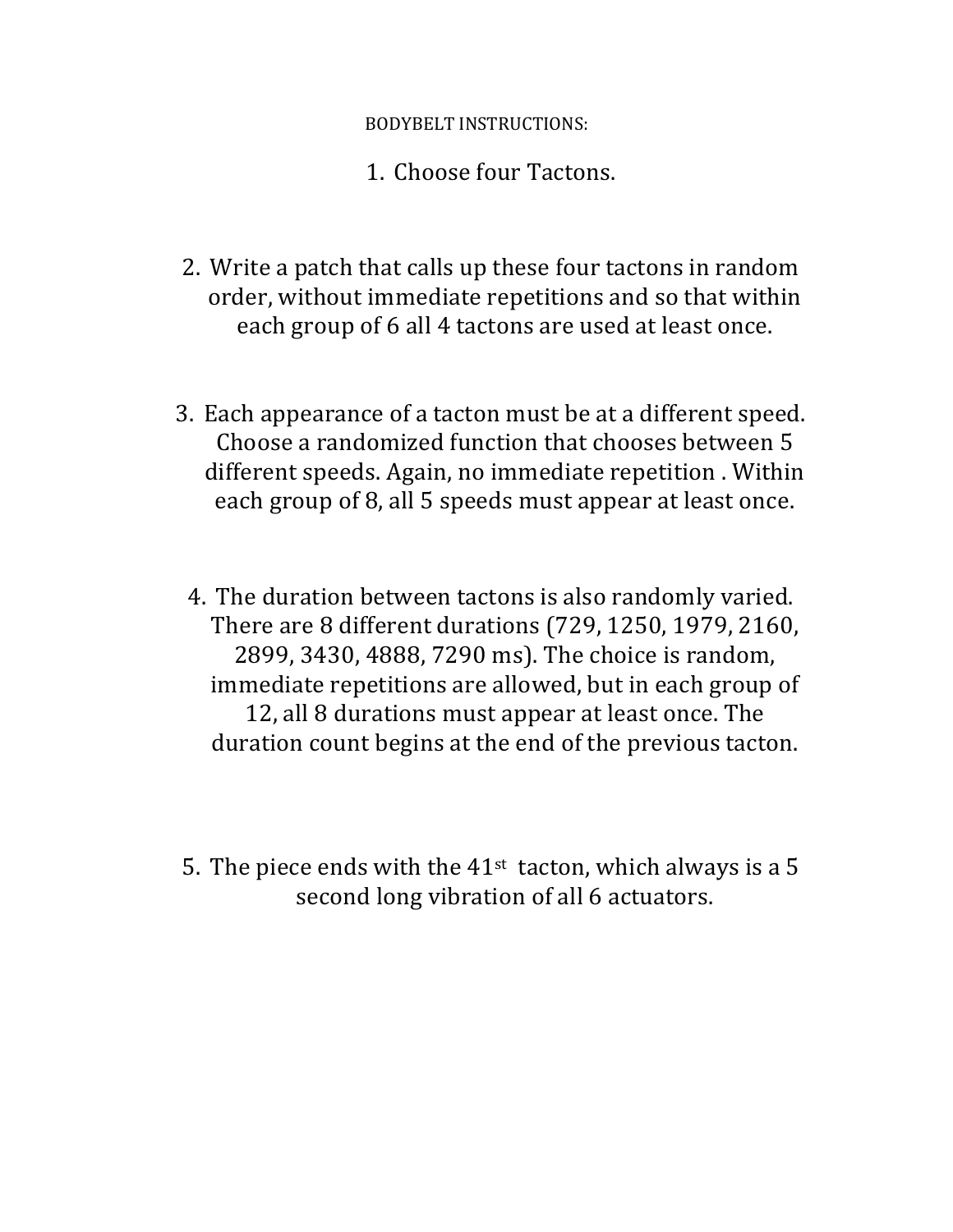BODYBELT INSTRUCTIONS:

1. Choose four Tactons.

2. Write a patch that calls up these four tactons in random order, without immediate repetitions and so that within each group of 6 all 4 tactons are used at least once.

3. Each appearance of a tacton must be at a different speed. Choose a randomized function that chooses between 5 different speeds. Again, no immediate repetition . Within each group of 8, all 5 speeds must appear at least once.

4. The duration between tactons is also randomly varied. There are 8 different durations (729, 1250, 1979, 2160, 2899, 3430, 4888, 7290 ms). The choice is random, immediate repetitions are allowed, but in each group of 12, all 8 durations must appear at least once. The duration count begins at the end of the previous tacton.

5. The piece ends with the 41st tacton, which always is a 5 second long vibration of all 6 actuators.